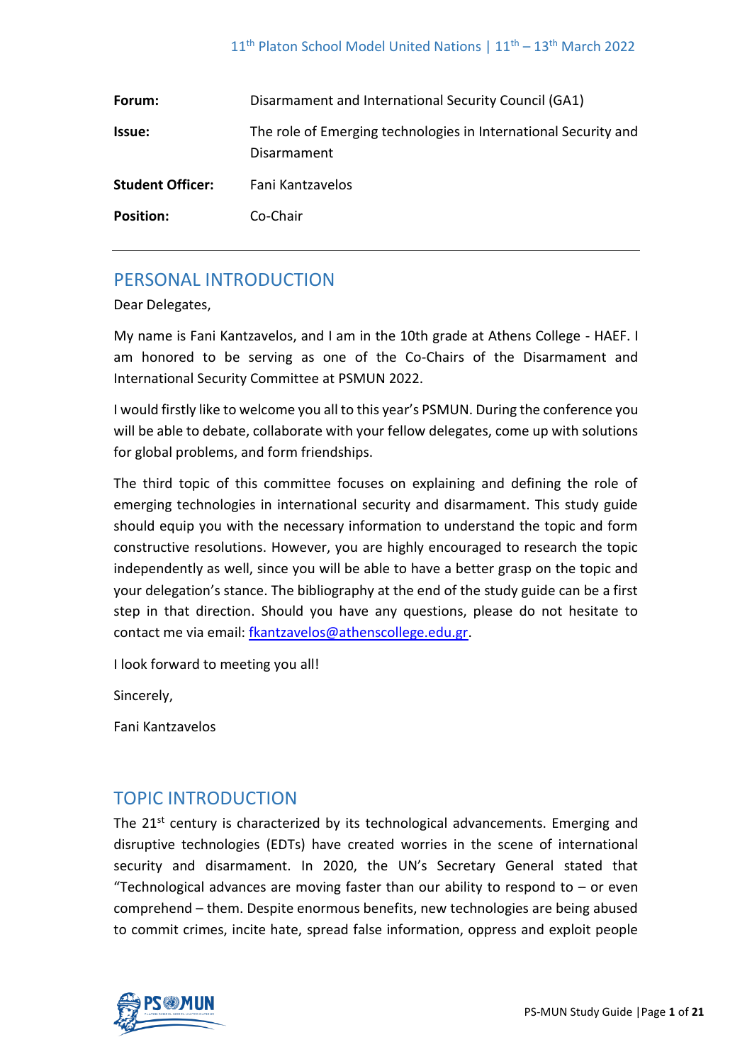| | |
|---|---|
| **Forum:** | Disarmament and International Security Council (GA1) |
| **Issue:** | The role of Emerging technologies in International Security and Disarmament |
| **Student Officer:** | Fani Kantzavelos |
| **Position:** | Co-Chair |

## PERSONAL INTRODUCTION

Dear Delegates,

My name is Fani Kantzavelos, and I am in the 10th grade at Athens College - HAEF. I am honored to be serving as one of the Co-Chairs of the Disarmament and International Security Committee at PSMUN 2022.

I would firstly like to welcome you all to this year's PSMUN. During the conference you will be able to debate, collaborate with your fellow delegates, come up with solutions for global problems, and form friendships.

The third topic of this committee focuses on explaining and defining the role of emerging technologies in international security and disarmament. This study guide should equip you with the necessary information to understand the topic and form constructive resolutions. However, you are highly encouraged to research the topic independently as well, since you will be able to have a better grasp on the topic and your delegation's stance. The bibliography at the end of the study guide can be a first step in that direction. Should you have any questions, please do not hesitate to contact me via email: fkantzavelos@athenscollege.edu.gr.

I look forward to meeting you all!

Sincerely,

Fani Kantzavelos

## TOPIC INTRODUCTION

The 21st century is characterized by its technological advancements. Emerging and disruptive technologies (EDTs) have created worries in the scene of international security and disarmament. In 2020, the UN's Secretary General stated that "Technological advances are moving faster than our ability to respond to – or even comprehend – them. Despite enormous benefits, new technologies are being abused to commit crimes, incite hate, spread false information, oppress and exploit people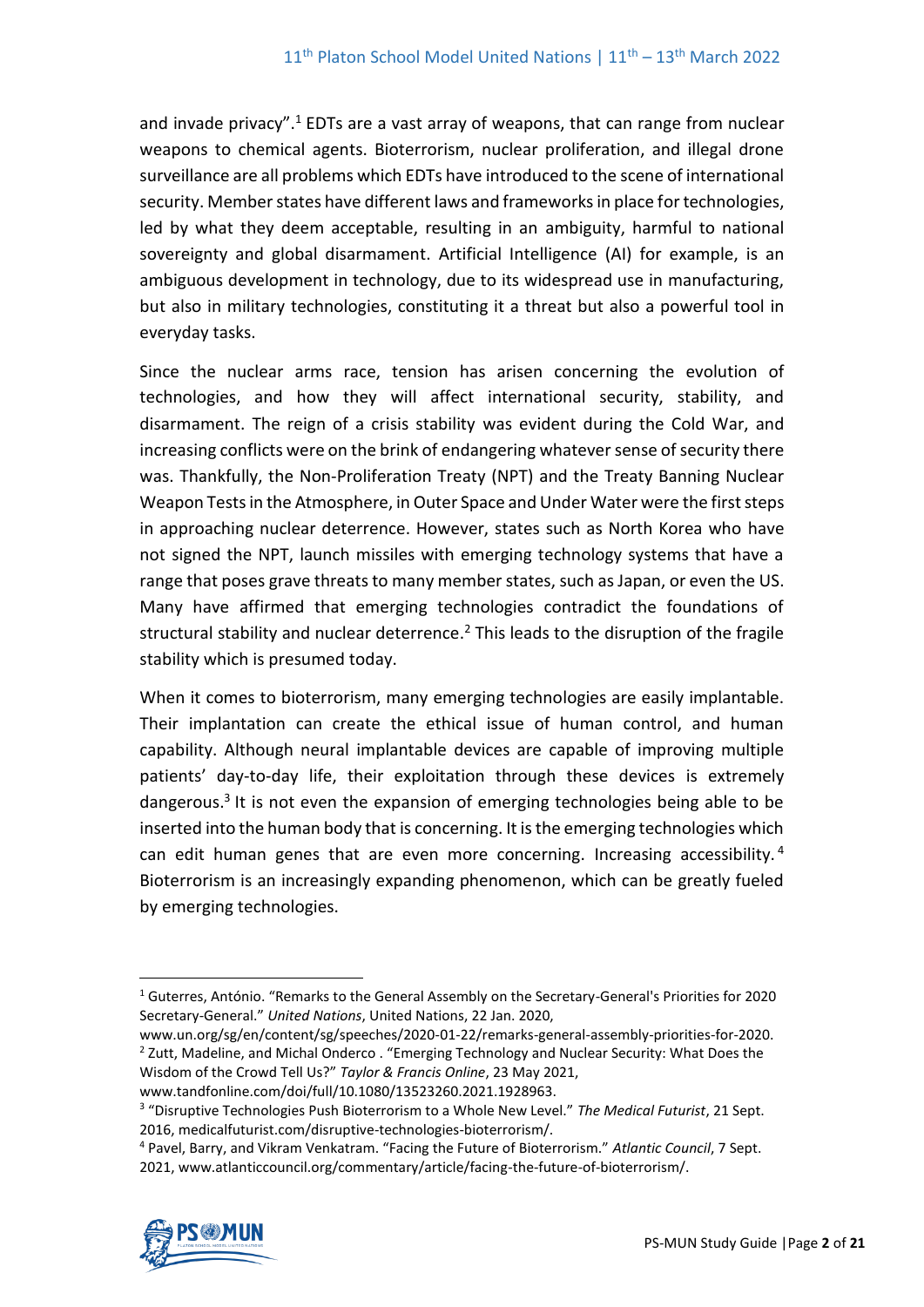and invade privacy".[1] EDTs are a vast array of weapons, that can range from nuclear weapons to chemical agents. Bioterrorism, nuclear proliferation, and illegal drone surveillance are all problems which EDTs have introduced to the scene of international security. Member states have different laws and frameworks in place for technologies, led by what they deem acceptable, resulting in an ambiguity, harmful to national sovereignty and global disarmament. Artificial Intelligence (AI) for example, is an ambiguous development in technology, due to its widespread use in manufacturing, but also in military technologies, constituting it a threat but also a powerful tool in everyday tasks.

Since the nuclear arms race, tension has arisen concerning the evolution of technologies, and how they will affect international security, stability, and disarmament. The reign of a crisis stability was evident during the Cold War, and increasing conflicts were on the brink of endangering whatever sense of security there was. Thankfully, the Non-Proliferation Treaty (NPT) and the Treaty Banning Nuclear Weapon Tests in the Atmosphere, in Outer Space and Under Water were the first steps in approaching nuclear deterrence. However, states such as North Korea who have not signed the NPT, launch missiles with emerging technology systems that have a range that poses grave threats to many member states, such as Japan, or even the US. Many have affirmed that emerging technologies contradict the foundations of structural stability and nuclear deterrence.[2] This leads to the disruption of the fragile stability which is presumed today.

When it comes to bioterrorism, many emerging technologies are easily implantable. Their implantation can create the ethical issue of human control, and human capability. Although neural implantable devices are capable of improving multiple patients' day-to-day life, their exploitation through these devices is extremely dangerous.[3] It is not even the expansion of emerging technologies being able to be inserted into the human body that is concerning. It is the emerging technologies which can edit human genes that are even more concerning. Increasing accessibility.[4] Bioterrorism is an increasingly expanding phenomenon, which can be greatly fueled by emerging technologies.

---

[1] Guterres, António. "Remarks to the General Assembly on the Secretary-General's Priorities for 2020 Secretary-General." *United Nations*, United Nations, 22 Jan. 2020, www.un.org/sg/en/content/sg/speeches/2020-01-22/remarks-general-assembly-priorities-for-2020.

[2] Zutt, Madeline, and Michal Onderco . "Emerging Technology and Nuclear Security: What Does the Wisdom of the Crowd Tell Us?" *Taylor & Francis Online*, 23 May 2021, www.tandfonline.com/doi/full/10.1080/13523260.2021.1928963.

[3] "Disruptive Technologies Push Bioterrorism to a Whole New Level." *The Medical Futurist*, 21 Sept. 2016, medicalfuturist.com/disruptive-technologies-bioterrorism/.

[4] Pavel, Barry, and Vikram Venkatram. "Facing the Future of Bioterrorism." *Atlantic Council*, 7 Sept. 2021, www.atlanticcouncil.org/commentary/article/facing-the-future-of-bioterrorism/.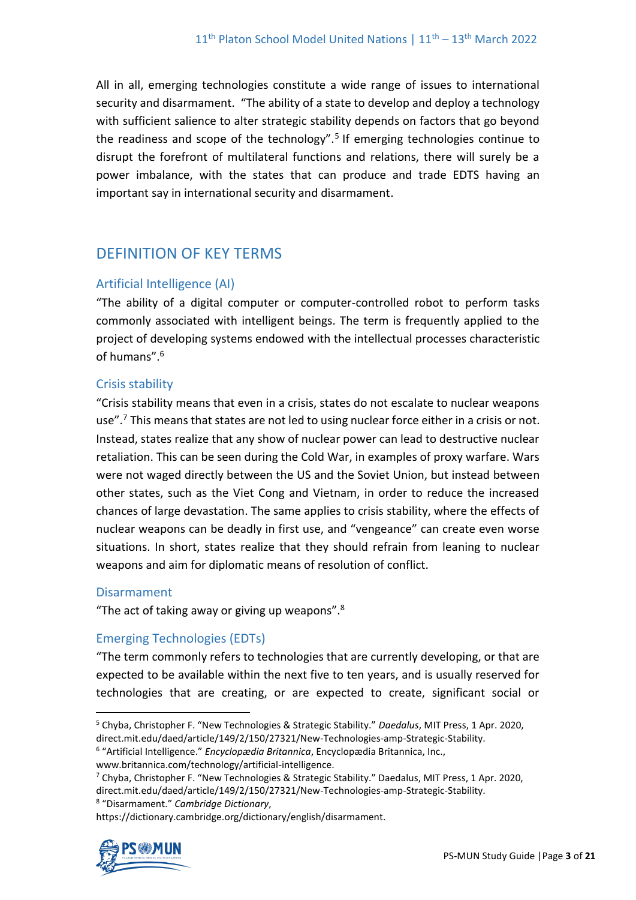All in all, emerging technologies constitute a wide range of issues to international security and disarmament. "The ability of a state to develop and deploy a technology with sufficient salience to alter strategic stability depends on factors that go beyond the readiness and scope of the technology".[5] If emerging technologies continue to disrupt the forefront of multilateral functions and relations, there will surely be a power imbalance, with the states that can produce and trade EDTS having an important say in international security and disarmament.

## DEFINITION OF KEY TERMS

### Artificial Intelligence (AI)

"The ability of a digital computer or computer-controlled robot to perform tasks commonly associated with intelligent beings. The term is frequently applied to the project of developing systems endowed with the intellectual processes characteristic of humans".[6]

### Crisis stability

"Crisis stability means that even in a crisis, states do not escalate to nuclear weapons use".[7] This means that states are not led to using nuclear force either in a crisis or not. Instead, states realize that any show of nuclear power can lead to destructive nuclear retaliation. This can be seen during the Cold War, in examples of proxy warfare. Wars were not waged directly between the US and the Soviet Union, but instead between other states, such as the Viet Cong and Vietnam, in order to reduce the increased chances of large devastation. The same applies to crisis stability, where the effects of nuclear weapons can be deadly in first use, and "vengeance" can create even worse situations. In short, states realize that they should refrain from leaning to nuclear weapons and aim for diplomatic means of resolution of conflict.

### Disarmament

"The act of taking away or giving up weapons".[8]

### Emerging Technologies (EDTs)

"The term commonly refers to technologies that are currently developing, or that are expected to be available within the next five to ten years, and is usually reserved for technologies that are creating, or are expected to create, significant social or

---

[5] Chyba, Christopher F. "New Technologies & Strategic Stability." *Daedalus*, MIT Press, 1 Apr. 2020, direct.mit.edu/daed/article/149/2/150/27321/New-Technologies-amp-Strategic-Stability.

[6] "Artificial Intelligence." *Encyclopædia Britannica*, Encyclopædia Britannica, Inc., www.britannica.com/technology/artificial-intelligence.

[7] Chyba, Christopher F. "New Technologies & Strategic Stability." Daedalus, MIT Press, 1 Apr. 2020, direct.mit.edu/daed/article/149/2/150/27321/New-Technologies-amp-Strategic-Stability.

[8] "Disarmament." *Cambridge Dictionary*, https://dictionary.cambridge.org/dictionary/english/disarmament.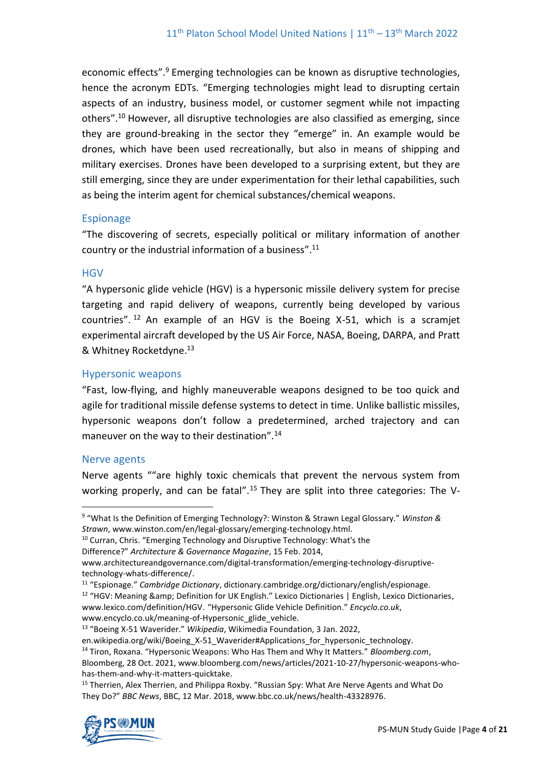economic effects".[9] Emerging technologies can be known as disruptive technologies, hence the acronym EDTs. "Emerging technologies might lead to disrupting certain aspects of an industry, business model, or customer segment while not impacting others".[10] However, all disruptive technologies are also classified as emerging, since they are ground-breaking in the sector they "emerge" in. An example would be drones, which have been used recreationally, but also in means of shipping and military exercises. Drones have been developed to a surprising extent, but they are still emerging, since they are under experimentation for their lethal capabilities, such as being the interim agent for chemical substances/chemical weapons.

### Espionage

"The discovering of secrets, especially political or military information of another country or the industrial information of a business".[11]

### HGV

"A hypersonic glide vehicle (HGV) is a hypersonic missile delivery system for precise targeting and rapid delivery of weapons, currently being developed by various countries". [12] An example of an HGV is the Boeing X-51, which is a scramjet experimental aircraft developed by the US Air Force, NASA, Boeing, DARPA, and Pratt & Whitney Rocketdyne.[13]

### Hypersonic weapons

"Fast, low-flying, and highly maneuverable weapons designed to be too quick and agile for traditional missile defense systems to detect in time. Unlike ballistic missiles, hypersonic weapons don't follow a predetermined, arched trajectory and can maneuver on the way to their destination".[14]

### Nerve agents

Nerve agents ""are highly toxic chemicals that prevent the nervous system from working properly, and can be fatal".[15] They are split into three categories: The V-

---

[9] "What Is the Definition of Emerging Technology?: Winston & Strawn Legal Glossary." *Winston & Strawn*, www.winston.com/en/legal-glossary/emerging-technology.html.

[10] Curran, Chris. "Emerging Technology and Disruptive Technology: What's the Difference?" *Architecture & Governance Magazine*, 15 Feb. 2014, www.architectureandgovernance.com/digital-transformation/emerging-technology-disruptive-technology-whats-difference/.

[11] "Espionage." *Cambridge Dictionary*, dictionary.cambridge.org/dictionary/english/espionage.

[12] "HGV: Meaning &amp; Definition for UK English." Lexico Dictionaries | English, Lexico Dictionaries, www.lexico.com/definition/HGV. "Hypersonic Glide Vehicle Definition." *Encyclo.co.uk*, www.encyclo.co.uk/meaning-of-Hypersonic_glide_vehicle.

[13] "Boeing X-51 Waverider." *Wikipedia*, Wikimedia Foundation, 3 Jan. 2022, en.wikipedia.org/wiki/Boeing_X-51_Waverider#Applications_for_hypersonic_technology.

[14] Tiron, Roxana. "Hypersonic Weapons: Who Has Them and Why It Matters." *Bloomberg.com*, Bloomberg, 28 Oct. 2021, www.bloomberg.com/news/articles/2021-10-27/hypersonic-weapons-who-has-them-and-why-it-matters-quicktake.

[15] Therrien, Alex Therrien, and Philippa Roxby. "Russian Spy: What Are Nerve Agents and What Do They Do?" *BBC News*, BBC, 12 Mar. 2018, www.bbc.co.uk/news/health-43328976.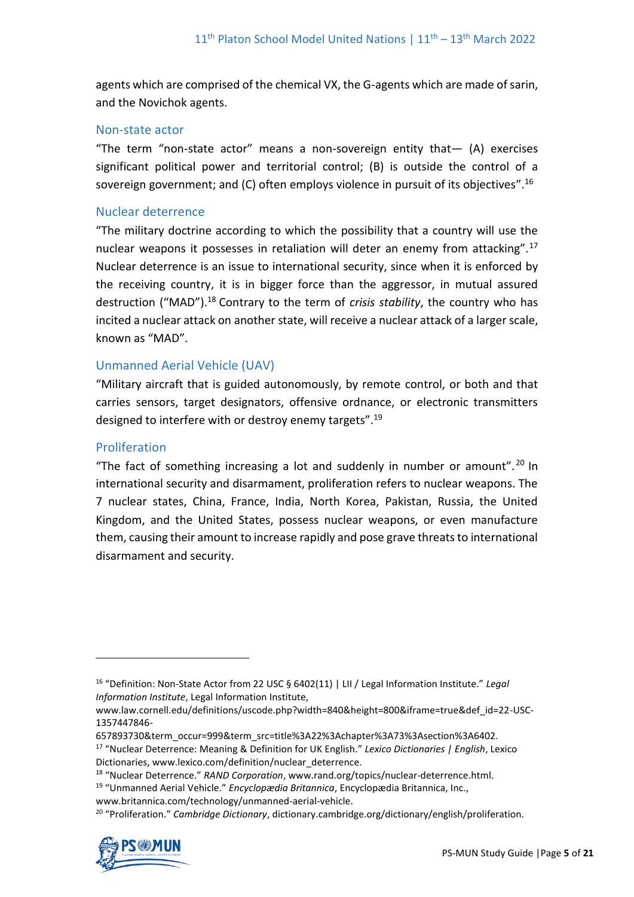agents which are comprised of the chemical VX, the G-agents which are made of sarin, and the Novichok agents.

### Non-state actor

"The term "non-state actor" means a non-sovereign entity that— (A) exercises significant political power and territorial control; (B) is outside the control of a sovereign government; and (C) often employs violence in pursuit of its objectives".[16]

### Nuclear deterrence

"The military doctrine according to which the possibility that a country will use the nuclear weapons it possesses in retaliation will deter an enemy from attacking".[17] Nuclear deterrence is an issue to international security, since when it is enforced by the receiving country, it is in bigger force than the aggressor, in mutual assured destruction ("MAD").[18] Contrary to the term of *crisis stability*, the country who has incited a nuclear attack on another state, will receive a nuclear attack of a larger scale, known as "MAD".

### Unmanned Aerial Vehicle (UAV)

"Military aircraft that is guided autonomously, by remote control, or both and that carries sensors, target designators, offensive ordnance, or electronic transmitters designed to interfere with or destroy enemy targets".[19]

### Proliferation

"The fact of something increasing a lot and suddenly in number or amount".[20] In international security and disarmament, proliferation refers to nuclear weapons. The 7 nuclear states, China, France, India, North Korea, Pakistan, Russia, the United Kingdom, and the United States, possess nuclear weapons, or even manufacture them, causing their amount to increase rapidly and pose grave threats to international disarmament and security.

---

[16] "Definition: Non-State Actor from 22 USC § 6402(11) | LII / Legal Information Institute." *Legal Information Institute*, Legal Information Institute, www.law.cornell.edu/definitions/uscode.php?width=840&height=800&iframe=true&def_id=22-USC-1357447846-657893730&term_occur=999&term_src=title%3A22%3Achapter%3A73%3Asection%3A6402.

[17] "Nuclear Deterrence: Meaning & Definition for UK English." *Lexico Dictionaries | English*, Lexico Dictionaries, www.lexico.com/definition/nuclear_deterrence.

[18] "Nuclear Deterrence." *RAND Corporation*, www.rand.org/topics/nuclear-deterrence.html.

[19] "Unmanned Aerial Vehicle." *Encyclopædia Britannica*, Encyclopædia Britannica, Inc., www.britannica.com/technology/unmanned-aerial-vehicle.

[20] "Proliferation." *Cambridge Dictionary*, dictionary.cambridge.org/dictionary/english/proliferation.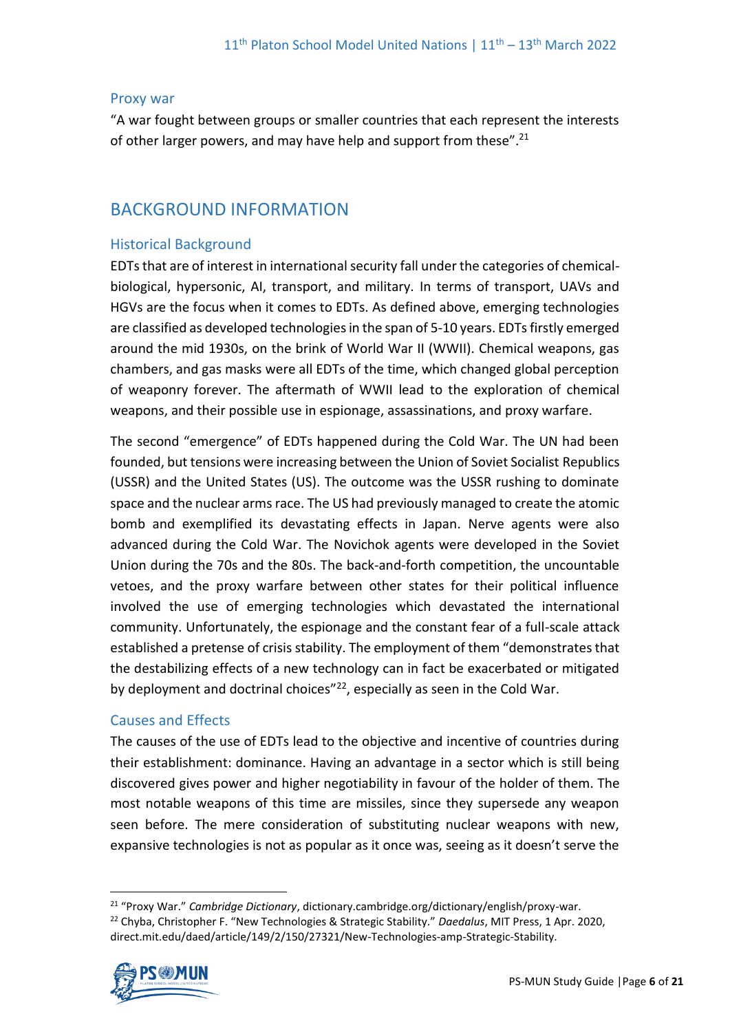### Proxy war

"A war fought between groups or smaller countries that each represent the interests of other larger powers, and may have help and support from these".[21]

## BACKGROUND INFORMATION

### Historical Background

EDTs that are of interest in international security fall under the categories of chemical-biological, hypersonic, AI, transport, and military. In terms of transport, UAVs and HGVs are the focus when it comes to EDTs. As defined above, emerging technologies are classified as developed technologies in the span of 5-10 years. EDTs firstly emerged around the mid 1930s, on the brink of World War II (WWII). Chemical weapons, gas chambers, and gas masks were all EDTs of the time, which changed global perception of weaponry forever. The aftermath of WWII lead to the exploration of chemical weapons, and their possible use in espionage, assassinations, and proxy warfare.

The second "emergence" of EDTs happened during the Cold War. The UN had been founded, but tensions were increasing between the Union of Soviet Socialist Republics (USSR) and the United States (US). The outcome was the USSR rushing to dominate space and the nuclear arms race. The US had previously managed to create the atomic bomb and exemplified its devastating effects in Japan. Nerve agents were also advanced during the Cold War. The Novichok agents were developed in the Soviet Union during the 70s and the 80s. The back-and-forth competition, the uncountable vetoes, and the proxy warfare between other states for their political influence involved the use of emerging technologies which devastated the international community. Unfortunately, the espionage and the constant fear of a full-scale attack established a pretense of crisis stability. The employment of them "demonstrates that the destabilizing effects of a new technology can in fact be exacerbated or mitigated by deployment and doctrinal choices"[22], especially as seen in the Cold War.

### Causes and Effects

The causes of the use of EDTs lead to the objective and incentive of countries during their establishment: dominance. Having an advantage in a sector which is still being discovered gives power and higher negotiability in favour of the holder of them. The most notable weapons of this time are missiles, since they supersede any weapon seen before. The mere consideration of substituting nuclear weapons with new, expansive technologies is not as popular as it once was, seeing as it doesn't serve the

---

[21] "Proxy War." *Cambridge Dictionary*, dictionary.cambridge.org/dictionary/english/proxy-war.

[22] Chyba, Christopher F. "New Technologies & Strategic Stability." *Daedalus*, MIT Press, 1 Apr. 2020, direct.mit.edu/daed/article/149/2/150/27321/New-Technologies-amp-Strategic-Stability.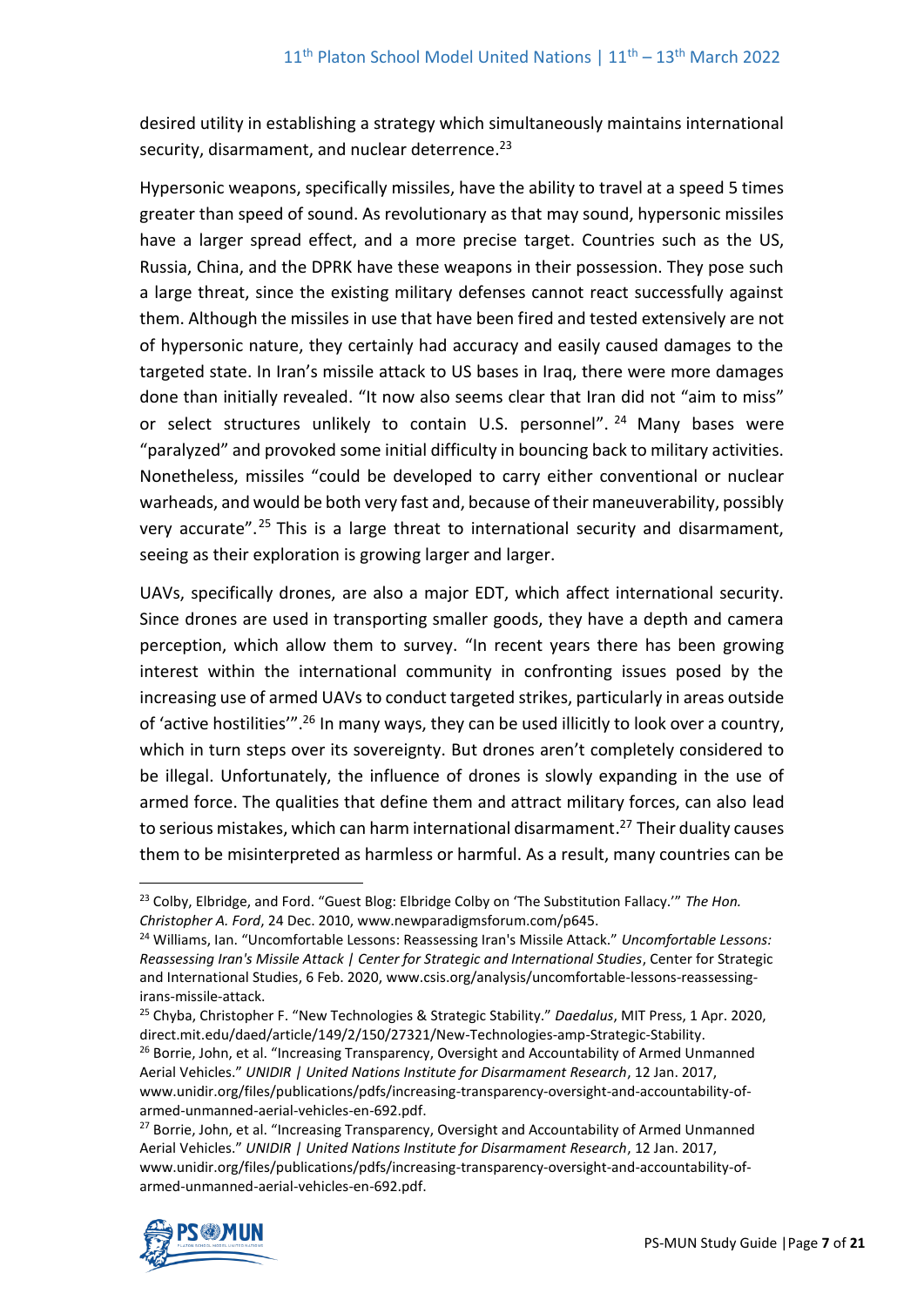desired utility in establishing a strategy which simultaneously maintains international security, disarmament, and nuclear deterrence.[23]

Hypersonic weapons, specifically missiles, have the ability to travel at a speed 5 times greater than speed of sound. As revolutionary as that may sound, hypersonic missiles have a larger spread effect, and a more precise target. Countries such as the US, Russia, China, and the DPRK have these weapons in their possession. They pose such a large threat, since the existing military defenses cannot react successfully against them. Although the missiles in use that have been fired and tested extensively are not of hypersonic nature, they certainly had accuracy and easily caused damages to the targeted state. In Iran's missile attack to US bases in Iraq, there were more damages done than initially revealed. "It now also seems clear that Iran did not "aim to miss" or select structures unlikely to contain U.S. personnel".[24] Many bases were "paralyzed" and provoked some initial difficulty in bouncing back to military activities. Nonetheless, missiles "could be developed to carry either conventional or nuclear warheads, and would be both very fast and, because of their maneuverability, possibly very accurate".[25] This is a large threat to international security and disarmament, seeing as their exploration is growing larger and larger.

UAVs, specifically drones, are also a major EDT, which affect international security. Since drones are used in transporting smaller goods, they have a depth and camera perception, which allow them to survey. "In recent years there has been growing interest within the international community in confronting issues posed by the increasing use of armed UAVs to conduct targeted strikes, particularly in areas outside of 'active hostilities'".[26] In many ways, they can be used illicitly to look over a country, which in turn steps over its sovereignty. But drones aren't completely considered to be illegal. Unfortunately, the influence of drones is slowly expanding in the use of armed force. The qualities that define them and attract military forces, can also lead to serious mistakes, which can harm international disarmament.[27] Their duality causes them to be misinterpreted as harmless or harmful. As a result, many countries can be

---

[23] Colby, Elbridge, and Ford. "Guest Blog: Elbridge Colby on 'The Substitution Fallacy.'" *The Hon. Christopher A. Ford*, 24 Dec. 2010, www.newparadigmsforum.com/p645.

[24] Williams, Ian. "Uncomfortable Lessons: Reassessing Iran's Missile Attack." *Uncomfortable Lessons: Reassessing Iran's Missile Attack | Center for Strategic and International Studies*, Center for Strategic and International Studies, 6 Feb. 2020, www.csis.org/analysis/uncomfortable-lessons-reassessing-irans-missile-attack.

[25] Chyba, Christopher F. "New Technologies & Strategic Stability." *Daedalus*, MIT Press, 1 Apr. 2020, direct.mit.edu/daed/article/149/2/150/27321/New-Technologies-amp-Strategic-Stability.

[26] Borrie, John, et al. "Increasing Transparency, Oversight and Accountability of Armed Unmanned Aerial Vehicles." *UNIDIR | United Nations Institute for Disarmament Research*, 12 Jan. 2017, www.unidir.org/files/publications/pdfs/increasing-transparency-oversight-and-accountability-of-armed-unmanned-aerial-vehicles-en-692.pdf.

[27] Borrie, John, et al. "Increasing Transparency, Oversight and Accountability of Armed Unmanned Aerial Vehicles." *UNIDIR | United Nations Institute for Disarmament Research*, 12 Jan. 2017, www.unidir.org/files/publications/pdfs/increasing-transparency-oversight-and-accountability-of-armed-unmanned-aerial-vehicles-en-692.pdf.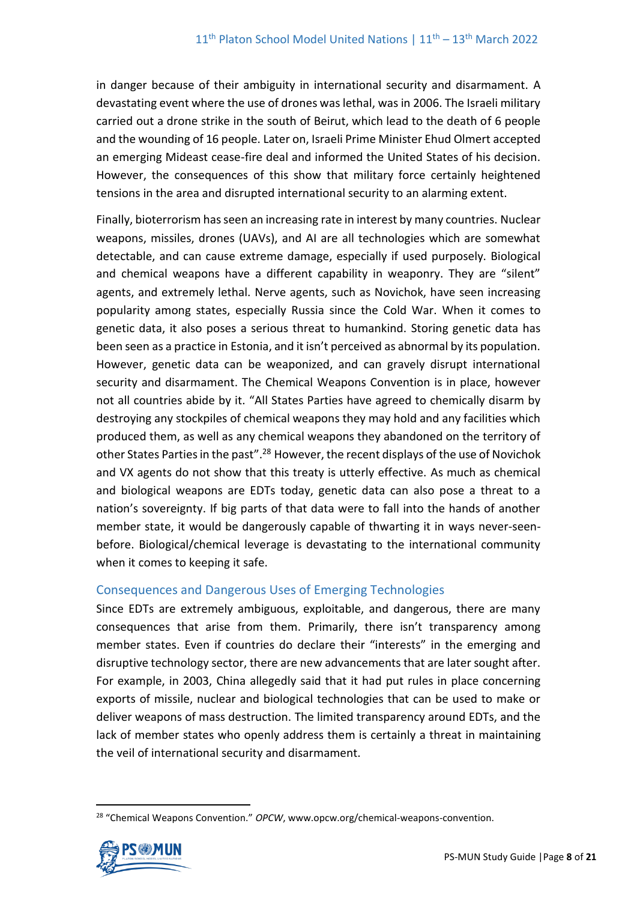in danger because of their ambiguity in international security and disarmament. A devastating event where the use of drones was lethal, was in 2006. The Israeli military carried out a drone strike in the south of Beirut, which lead to the death of 6 people and the wounding of 16 people. Later on, Israeli Prime Minister Ehud Olmert accepted an emerging Mideast cease-fire deal and informed the United States of his decision. However, the consequences of this show that military force certainly heightened tensions in the area and disrupted international security to an alarming extent.

Finally, bioterrorism has seen an increasing rate in interest by many countries. Nuclear weapons, missiles, drones (UAVs), and AI are all technologies which are somewhat detectable, and can cause extreme damage, especially if used purposely. Biological and chemical weapons have a different capability in weaponry. They are "silent" agents, and extremely lethal. Nerve agents, such as Novichok, have seen increasing popularity among states, especially Russia since the Cold War. When it comes to genetic data, it also poses a serious threat to humankind. Storing genetic data has been seen as a practice in Estonia, and it isn't perceived as abnormal by its population. However, genetic data can be weaponized, and can gravely disrupt international security and disarmament. The Chemical Weapons Convention is in place, however not all countries abide by it. "All States Parties have agreed to chemically disarm by destroying any stockpiles of chemical weapons they may hold and any facilities which produced them, as well as any chemical weapons they abandoned on the territory of other States Parties in the past".[28] However, the recent displays of the use of Novichok and VX agents do not show that this treaty is utterly effective. As much as chemical and biological weapons are EDTs today, genetic data can also pose a threat to a nation's sovereignty. If big parts of that data were to fall into the hands of another member state, it would be dangerously capable of thwarting it in ways never-seen-before. Biological/chemical leverage is devastating to the international community when it comes to keeping it safe.

## Consequences and Dangerous Uses of Emerging Technologies

Since EDTs are extremely ambiguous, exploitable, and dangerous, there are many consequences that arise from them. Primarily, there isn't transparency among member states. Even if countries do declare their "interests" in the emerging and disruptive technology sector, there are new advancements that are later sought after. For example, in 2003, China allegedly said that it had put rules in place concerning exports of missile, nuclear and biological technologies that can be used to make or deliver weapons of mass destruction. The limited transparency around EDTs, and the lack of member states who openly address them is certainly a threat in maintaining the veil of international security and disarmament.

---

[28] "Chemical Weapons Convention." *OPCW*, www.opcw.org/chemical-weapons-convention.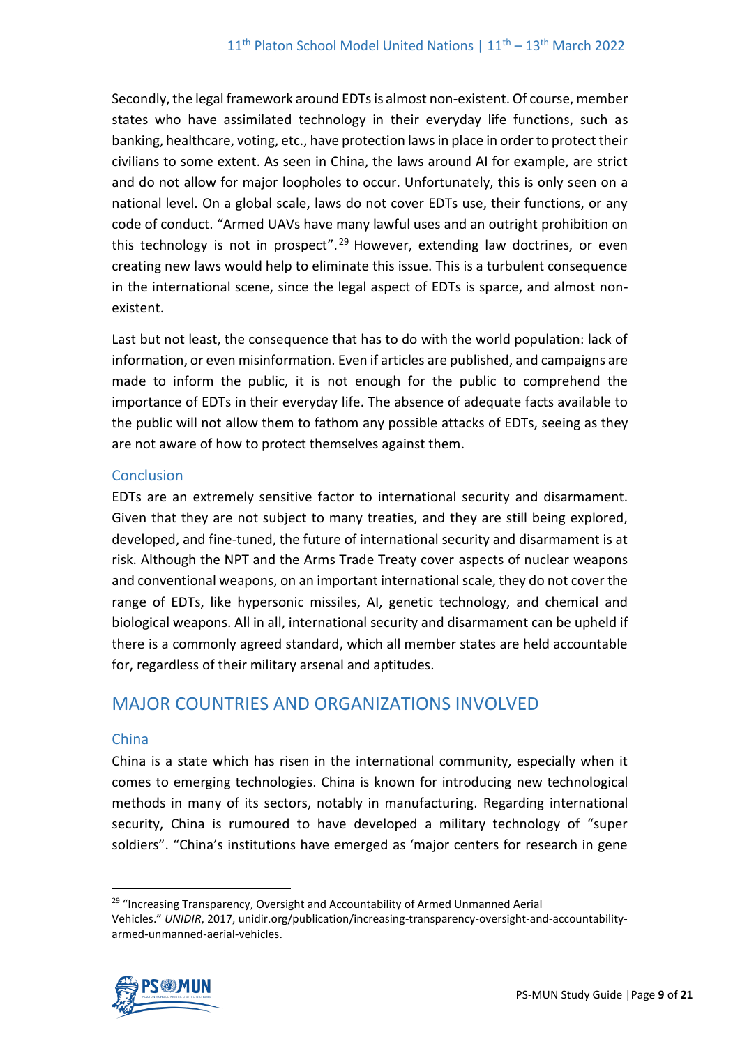Secondly, the legal framework around EDTs is almost non-existent. Of course, member states who have assimilated technology in their everyday life functions, such as banking, healthcare, voting, etc., have protection laws in place in order to protect their civilians to some extent. As seen in China, the laws around AI for example, are strict and do not allow for major loopholes to occur. Unfortunately, this is only seen on a national level. On a global scale, laws do not cover EDTs use, their functions, or any code of conduct. "Armed UAVs have many lawful uses and an outright prohibition on this technology is not in prospect".[29] However, extending law doctrines, or even creating new laws would help to eliminate this issue. This is a turbulent consequence in the international scene, since the legal aspect of EDTs is sparce, and almost non-existent.

Last but not least, the consequence that has to do with the world population: lack of information, or even misinformation. Even if articles are published, and campaigns are made to inform the public, it is not enough for the public to comprehend the importance of EDTs in their everyday life. The absence of adequate facts available to the public will not allow them to fathom any possible attacks of EDTs, seeing as they are not aware of how to protect themselves against them.

### Conclusion

EDTs are an extremely sensitive factor to international security and disarmament. Given that they are not subject to many treaties, and they are still being explored, developed, and fine-tuned, the future of international security and disarmament is at risk. Although the NPT and the Arms Trade Treaty cover aspects of nuclear weapons and conventional weapons, on an important international scale, they do not cover the range of EDTs, like hypersonic missiles, AI, genetic technology, and chemical and biological weapons. All in all, international security and disarmament can be upheld if there is a commonly agreed standard, which all member states are held accountable for, regardless of their military arsenal and aptitudes.

## MAJOR COUNTRIES AND ORGANIZATIONS INVOLVED

### China

China is a state which has risen in the international community, especially when it comes to emerging technologies. China is known for introducing new technological methods in many of its sectors, notably in manufacturing. Regarding international security, China is rumoured to have developed a military technology of "super soldiers". "China's institutions have emerged as 'major centers for research in gene

---

[29] "Increasing Transparency, Oversight and Accountability of Armed Unmanned Aerial Vehicles." *UNIDIR*, 2017, unidir.org/publication/increasing-transparency-oversight-and-accountability-armed-unmanned-aerial-vehicles.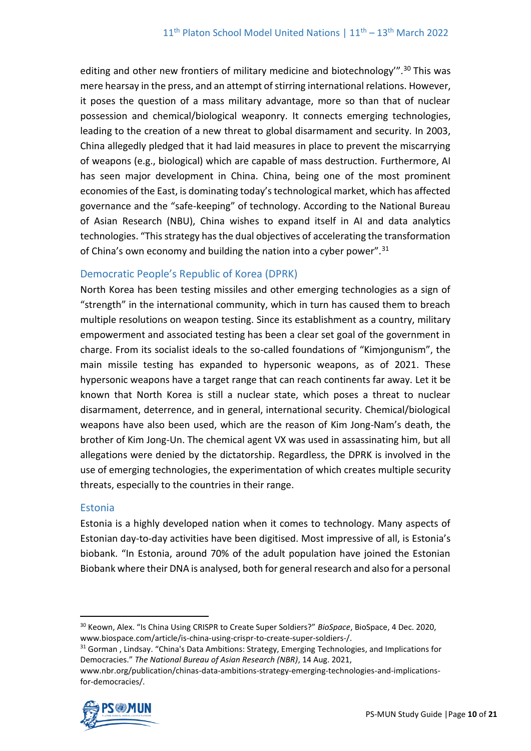editing and other new frontiers of military medicine and biotechnology'".[30] This was mere hearsay in the press, and an attempt of stirring international relations. However, it poses the question of a mass military advantage, more so than that of nuclear possession and chemical/biological weaponry. It connects emerging technologies, leading to the creation of a new threat to global disarmament and security. In 2003, China allegedly pledged that it had laid measures in place to prevent the miscarrying of weapons (e.g., biological) which are capable of mass destruction. Furthermore, AI has seen major development in China. China, being one of the most prominent economies of the East, is dominating today's technological market, which has affected governance and the "safe-keeping" of technology. According to the National Bureau of Asian Research (NBU), China wishes to expand itself in AI and data analytics technologies. "This strategy has the dual objectives of accelerating the transformation of China's own economy and building the nation into a cyber power".[31]

### Democratic People's Republic of Korea (DPRK)

North Korea has been testing missiles and other emerging technologies as a sign of "strength" in the international community, which in turn has caused them to breach multiple resolutions on weapon testing. Since its establishment as a country, military empowerment and associated testing has been a clear set goal of the government in charge. From its socialist ideals to the so-called foundations of "Kimjongunism", the main missile testing has expanded to hypersonic weapons, as of 2021. These hypersonic weapons have a target range that can reach continents far away. Let it be known that North Korea is still a nuclear state, which poses a threat to nuclear disarmament, deterrence, and in general, international security. Chemical/biological weapons have also been used, which are the reason of Kim Jong-Nam's death, the brother of Kim Jong-Un. The chemical agent VX was used in assassinating him, but all allegations were denied by the dictatorship. Regardless, the DPRK is involved in the use of emerging technologies, the experimentation of which creates multiple security threats, especially to the countries in their range.

### Estonia

Estonia is a highly developed nation when it comes to technology. Many aspects of Estonian day-to-day activities have been digitised. Most impressive of all, is Estonia's biobank. "In Estonia, around 70% of the adult population have joined the Estonian Biobank where their DNA is analysed, both for general research and also for a personal

---

[30] Keown, Alex. "Is China Using CRISPR to Create Super Soldiers?" *BioSpace*, BioSpace, 4 Dec. 2020, www.biospace.com/article/is-china-using-crispr-to-create-super-soldiers-/.

[31] Gorman , Lindsay. "China's Data Ambitions: Strategy, Emerging Technologies, and Implications for Democracies." *The National Bureau of Asian Research (NBR)*, 14 Aug. 2021, www.nbr.org/publication/chinas-data-ambitions-strategy-emerging-technologies-and-implications-for-democracies/.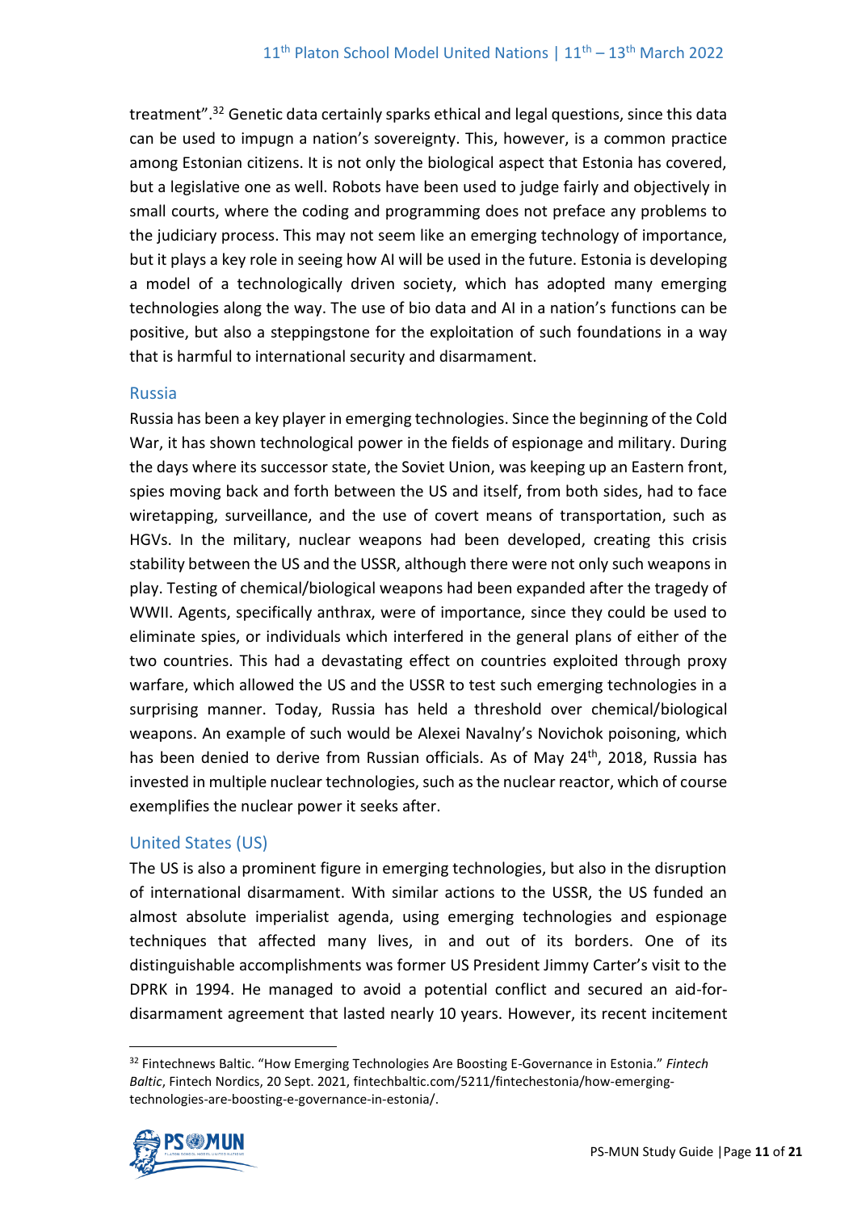treatment".[32] Genetic data certainly sparks ethical and legal questions, since this data can be used to impugn a nation's sovereignty. This, however, is a common practice among Estonian citizens. It is not only the biological aspect that Estonia has covered, but a legislative one as well. Robots have been used to judge fairly and objectively in small courts, where the coding and programming does not preface any problems to the judiciary process. This may not seem like an emerging technology of importance, but it plays a key role in seeing how AI will be used in the future. Estonia is developing a model of a technologically driven society, which has adopted many emerging technologies along the way. The use of bio data and AI in a nation's functions can be positive, but also a steppingstone for the exploitation of such foundations in a way that is harmful to international security and disarmament.

### Russia

Russia has been a key player in emerging technologies. Since the beginning of the Cold War, it has shown technological power in the fields of espionage and military. During the days where its successor state, the Soviet Union, was keeping up an Eastern front, spies moving back and forth between the US and itself, from both sides, had to face wiretapping, surveillance, and the use of covert means of transportation, such as HGVs. In the military, nuclear weapons had been developed, creating this crisis stability between the US and the USSR, although there were not only such weapons in play. Testing of chemical/biological weapons had been expanded after the tragedy of WWII. Agents, specifically anthrax, were of importance, since they could be used to eliminate spies, or individuals which interfered in the general plans of either of the two countries. This had a devastating effect on countries exploited through proxy warfare, which allowed the US and the USSR to test such emerging technologies in a surprising manner. Today, Russia has held a threshold over chemical/biological weapons. An example of such would be Alexei Navalny's Novichok poisoning, which has been denied to derive from Russian officials. As of May 24th, 2018, Russia has invested in multiple nuclear technologies, such as the nuclear reactor, which of course exemplifies the nuclear power it seeks after.

### United States (US)

The US is also a prominent figure in emerging technologies, but also in the disruption of international disarmament. With similar actions to the USSR, the US funded an almost absolute imperialist agenda, using emerging technologies and espionage techniques that affected many lives, in and out of its borders. One of its distinguishable accomplishments was former US President Jimmy Carter's visit to the DPRK in 1994. He managed to avoid a potential conflict and secured an aid-for-disarmament agreement that lasted nearly 10 years. However, its recent incitement

---

[32] Fintechnews Baltic. "How Emerging Technologies Are Boosting E-Governance in Estonia." *Fintech Baltic*, Fintech Nordics, 20 Sept. 2021, fintechbaltic.com/5211/fintechestonia/how-emerging-technologies-are-boosting-e-governance-in-estonia/.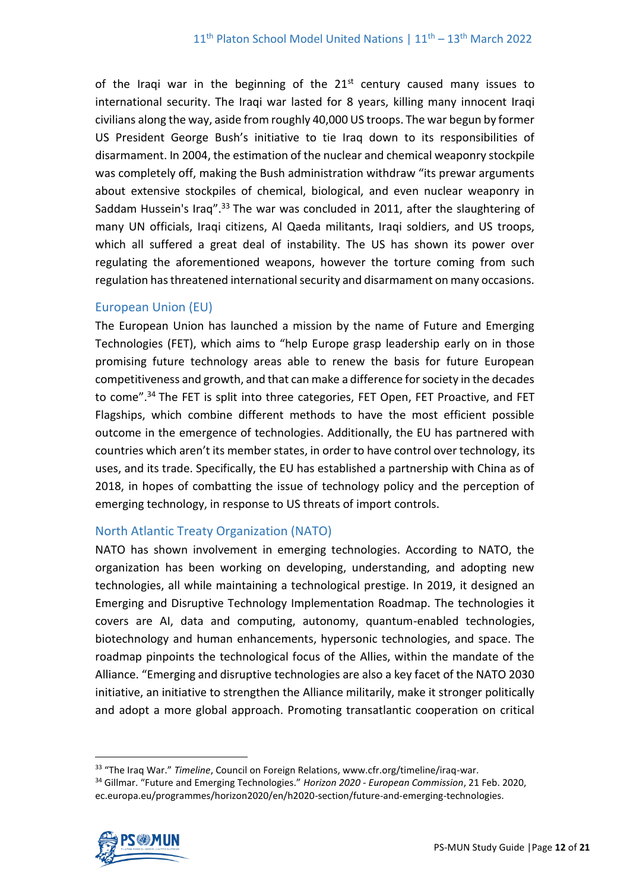of the Iraqi war in the beginning of the 21st century caused many issues to international security. The Iraqi war lasted for 8 years, killing many innocent Iraqi civilians along the way, aside from roughly 40,000 US troops. The war begun by former US President George Bush's initiative to tie Iraq down to its responsibilities of disarmament. In 2004, the estimation of the nuclear and chemical weaponry stockpile was completely off, making the Bush administration withdraw "its prewar arguments about extensive stockpiles of chemical, biological, and even nuclear weaponry in Saddam Hussein's Iraq".[33] The war was concluded in 2011, after the slaughtering of many UN officials, Iraqi citizens, Al Qaeda militants, Iraqi soldiers, and US troops, which all suffered a great deal of instability. The US has shown its power over regulating the aforementioned weapons, however the torture coming from such regulation has threatened international security and disarmament on many occasions.

### European Union (EU)

The European Union has launched a mission by the name of Future and Emerging Technologies (FET), which aims to "help Europe grasp leadership early on in those promising future technology areas able to renew the basis for future European competitiveness and growth, and that can make a difference for society in the decades to come".[34] The FET is split into three categories, FET Open, FET Proactive, and FET Flagships, which combine different methods to have the most efficient possible outcome in the emergence of technologies. Additionally, the EU has partnered with countries which aren't its member states, in order to have control over technology, its uses, and its trade. Specifically, the EU has established a partnership with China as of 2018, in hopes of combatting the issue of technology policy and the perception of emerging technology, in response to US threats of import controls.

### North Atlantic Treaty Organization (NATO)

NATO has shown involvement in emerging technologies. According to NATO, the organization has been working on developing, understanding, and adopting new technologies, all while maintaining a technological prestige. In 2019, it designed an Emerging and Disruptive Technology Implementation Roadmap. The technologies it covers are AI, data and computing, autonomy, quantum-enabled technologies, biotechnology and human enhancements, hypersonic technologies, and space. The roadmap pinpoints the technological focus of the Allies, within the mandate of the Alliance. "Emerging and disruptive technologies are also a key facet of the NATO 2030 initiative, an initiative to strengthen the Alliance militarily, make it stronger politically and adopt a more global approach. Promoting transatlantic cooperation on critical

---

[33] "The Iraq War." *Timeline*, Council on Foreign Relations, www.cfr.org/timeline/iraq-war.

[34] Gillmar. "Future and Emerging Technologies." *Horizon 2020 - European Commission*, 21 Feb. 2020, ec.europa.eu/programmes/horizon2020/en/h2020-section/future-and-emerging-technologies.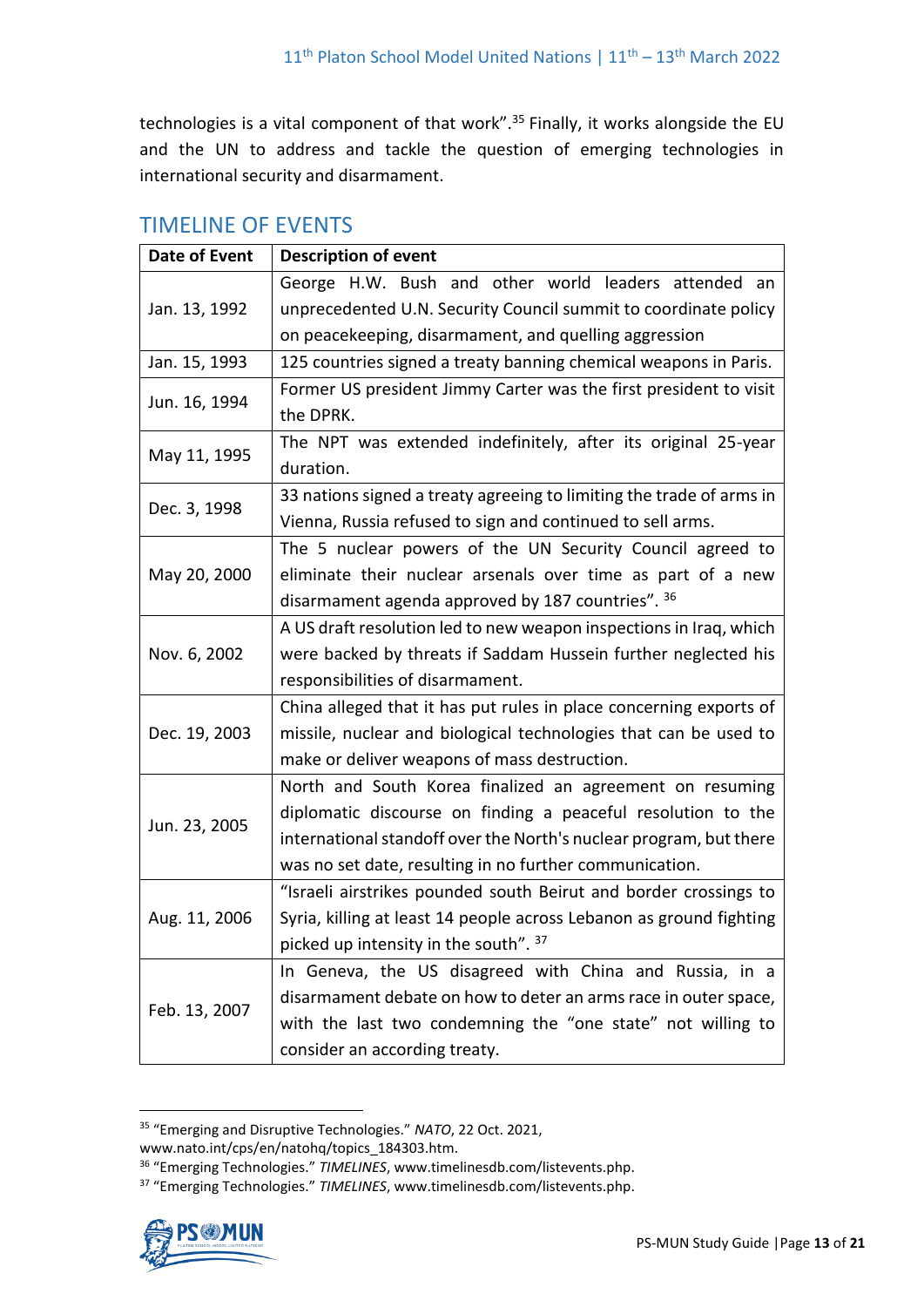technologies is a vital component of that work".[35] Finally, it works alongside the EU and the UN to address and tackle the question of emerging technologies in international security and disarmament.

## TIMELINE OF EVENTS

| Date of Event | Description of event |
|---|---|
| Jan. 13, 1992 | George H.W. Bush and other world leaders attended an unprecedented U.N. Security Council summit to coordinate policy on peacekeeping, disarmament, and quelling aggression |
| Jan. 15, 1993 | 125 countries signed a treaty banning chemical weapons in Paris. |
| Jun. 16, 1994 | Former US president Jimmy Carter was the first president to visit the DPRK. |
| May 11, 1995 | The NPT was extended indefinitely, after its original 25-year duration. |
| Dec. 3, 1998 | 33 nations signed a treaty agreeing to limiting the trade of arms in Vienna, Russia refused to sign and continued to sell arms. |
| May 20, 2000 | The 5 nuclear powers of the UN Security Council agreed to eliminate their nuclear arsenals over time as part of a new disarmament agenda approved by 187 countries". [36] |
| Nov. 6, 2002 | A US draft resolution led to new weapon inspections in Iraq, which were backed by threats if Saddam Hussein further neglected his responsibilities of disarmament. |
| Dec. 19, 2003 | China alleged that it has put rules in place concerning exports of missile, nuclear and biological technologies that can be used to make or deliver weapons of mass destruction. |
| Jun. 23, 2005 | North and South Korea finalized an agreement on resuming diplomatic discourse on finding a peaceful resolution to the international standoff over the North's nuclear program, but there was no set date, resulting in no further communication. |
| Aug. 11, 2006 | "Israeli airstrikes pounded south Beirut and border crossings to Syria, killing at least 14 people across Lebanon as ground fighting picked up intensity in the south". [37] |
| Feb. 13, 2007 | In Geneva, the US disagreed with China and Russia, in a disarmament debate on how to deter an arms race in outer space, with the last two condemning the "one state" not willing to consider an according treaty. |

[35] "Emerging and Disruptive Technologies." *NATO*, 22 Oct. 2021, www.nato.int/cps/en/natohq/topics_184303.htm.

[36] "Emerging Technologies." *TIMELINES*, www.timelinesdb.com/listevents.php.

[37] "Emerging Technologies." *TIMELINES*, www.timelinesdb.com/listevents.php.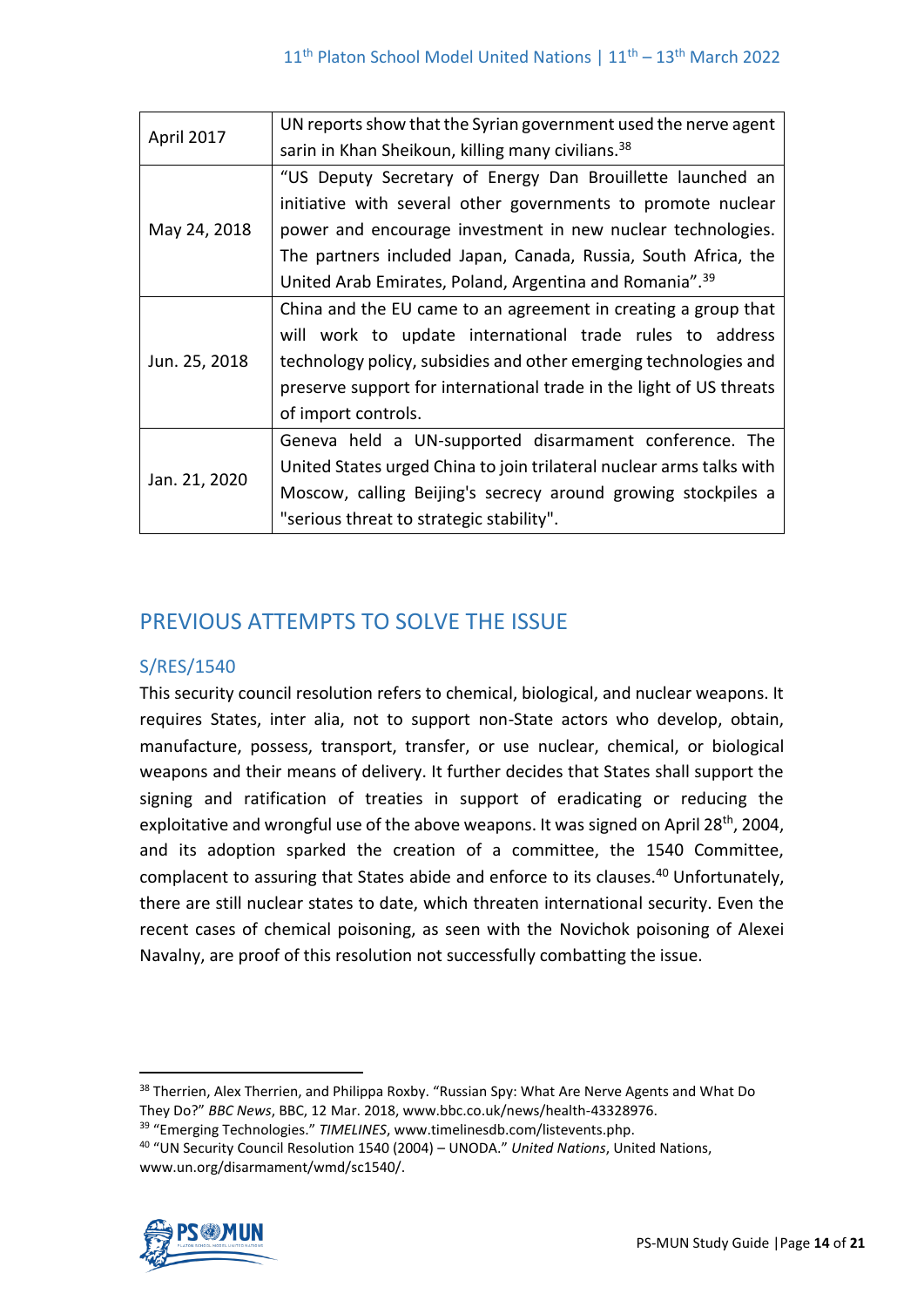| | |
|---|---|
| April 2017 | UN reports show that the Syrian government used the nerve agent sarin in Khan Sheikoun, killing many civilians.[38] |
| May 24, 2018 | "US Deputy Secretary of Energy Dan Brouillette launched an initiative with several other governments to promote nuclear power and encourage investment in new nuclear technologies. The partners included Japan, Canada, Russia, South Africa, the United Arab Emirates, Poland, Argentina and Romania".[39] |
| Jun. 25, 2018 | China and the EU came to an agreement in creating a group that will work to update international trade rules to address technology policy, subsidies and other emerging technologies and preserve support for international trade in the light of US threats of import controls. |
| Jan. 21, 2020 | Geneva held a UN-supported disarmament conference. The United States urged China to join trilateral nuclear arms talks with Moscow, calling Beijing's secrecy around growing stockpiles a "serious threat to strategic stability". |

## PREVIOUS ATTEMPTS TO SOLVE THE ISSUE

### S/RES/1540

This security council resolution refers to chemical, biological, and nuclear weapons. It requires States, inter alia, not to support non-State actors who develop, obtain, manufacture, possess, transport, transfer, or use nuclear, chemical, or biological weapons and their means of delivery. It further decides that States shall support the signing and ratification of treaties in support of eradicating or reducing the exploitative and wrongful use of the above weapons. It was signed on April 28th, 2004, and its adoption sparked the creation of a committee, the 1540 Committee, complacent to assuring that States abide and enforce to its clauses.[40] Unfortunately, there are still nuclear states to date, which threaten international security. Even the recent cases of chemical poisoning, as seen with the Novichok poisoning of Alexei Navalny, are proof of this resolution not successfully combatting the issue.

[38] Therrien, Alex Therrien, and Philippa Roxby. "Russian Spy: What Are Nerve Agents and What Do They Do?" *BBC News*, BBC, 12 Mar. 2018, www.bbc.co.uk/news/health-43328976.

[39] "Emerging Technologies." *TIMELINES*, www.timelinesdb.com/listevents.php.

[40] "UN Security Council Resolution 1540 (2004) – UNODA." *United Nations*, United Nations, www.un.org/disarmament/wmd/sc1540/.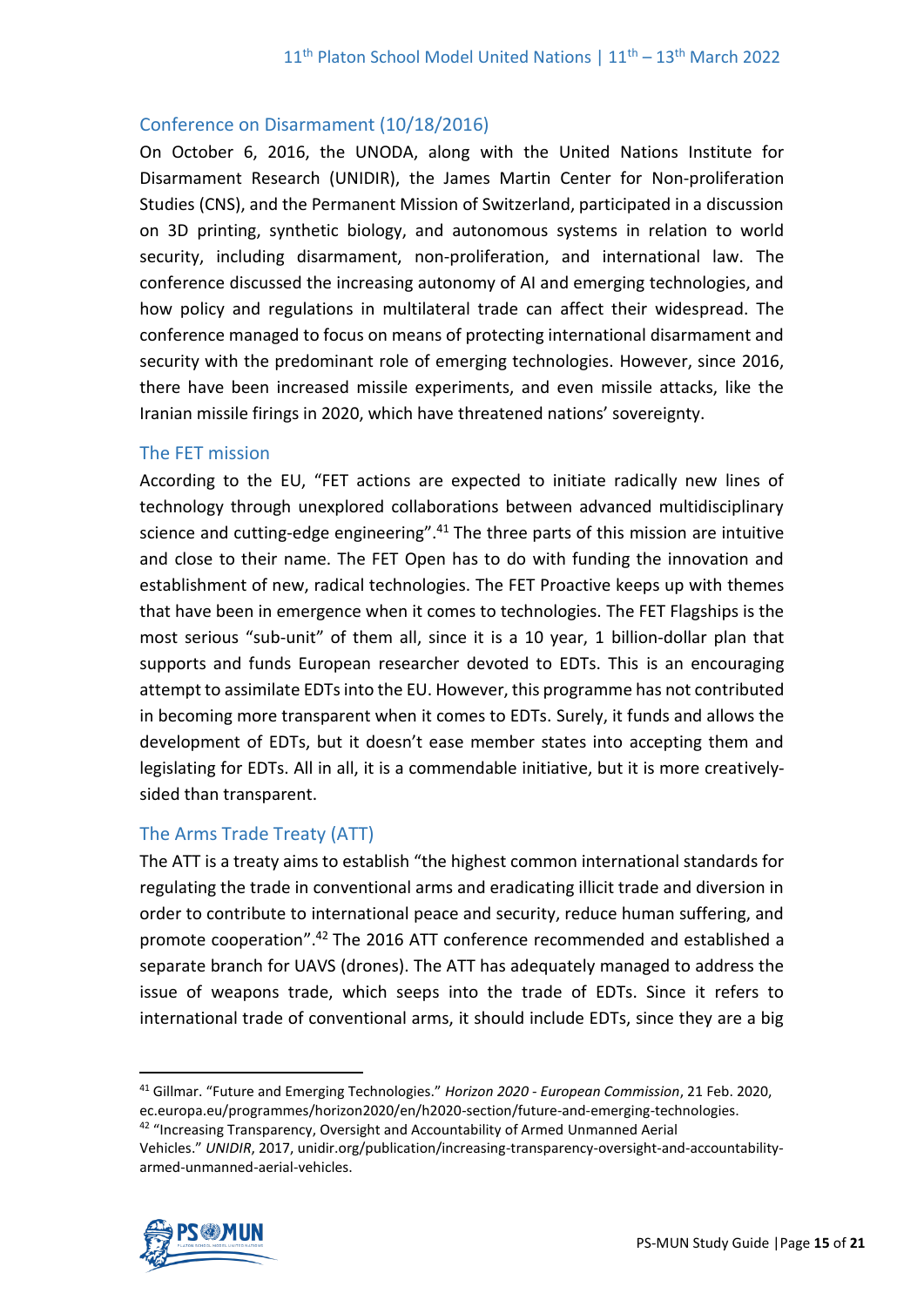## Conference on Disarmament (10/18/2016)

On October 6, 2016, the UNODA, along with the United Nations Institute for Disarmament Research (UNIDIR), the James Martin Center for Non-proliferation Studies (CNS), and the Permanent Mission of Switzerland, participated in a discussion on 3D printing, synthetic biology, and autonomous systems in relation to world security, including disarmament, non-proliferation, and international law. The conference discussed the increasing autonomy of AI and emerging technologies, and how policy and regulations in multilateral trade can affect their widespread. The conference managed to focus on means of protecting international disarmament and security with the predominant role of emerging technologies. However, since 2016, there have been increased missile experiments, and even missile attacks, like the Iranian missile firings in 2020, which have threatened nations' sovereignty.

## The FET mission

According to the EU, "FET actions are expected to initiate radically new lines of technology through unexplored collaborations between advanced multidisciplinary science and cutting-edge engineering".[41] The three parts of this mission are intuitive and close to their name. The FET Open has to do with funding the innovation and establishment of new, radical technologies. The FET Proactive keeps up with themes that have been in emergence when it comes to technologies. The FET Flagships is the most serious "sub-unit" of them all, since it is a 10 year, 1 billion-dollar plan that supports and funds European researcher devoted to EDTs. This is an encouraging attempt to assimilate EDTs into the EU. However, this programme has not contributed in becoming more transparent when it comes to EDTs. Surely, it funds and allows the development of EDTs, but it doesn't ease member states into accepting them and legislating for EDTs. All in all, it is a commendable initiative, but it is more creatively-sided than transparent.

## The Arms Trade Treaty (ATT)

The ATT is a treaty aims to establish "the highest common international standards for regulating the trade in conventional arms and eradicating illicit trade and diversion in order to contribute to international peace and security, reduce human suffering, and promote cooperation".[42] The 2016 ATT conference recommended and established a separate branch for UAVS (drones). The ATT has adequately managed to address the issue of weapons trade, which seeps into the trade of EDTs. Since it refers to international trade of conventional arms, it should include EDTs, since they are a big

---

[41] Gillmar. "Future and Emerging Technologies." *Horizon 2020 - European Commission*, 21 Feb. 2020, ec.europa.eu/programmes/horizon2020/en/h2020-section/future-and-emerging-technologies.

[42] "Increasing Transparency, Oversight and Accountability of Armed Unmanned Aerial Vehicles." *UNIDIR*, 2017, unidir.org/publication/increasing-transparency-oversight-and-accountability-armed-unmanned-aerial-vehicles.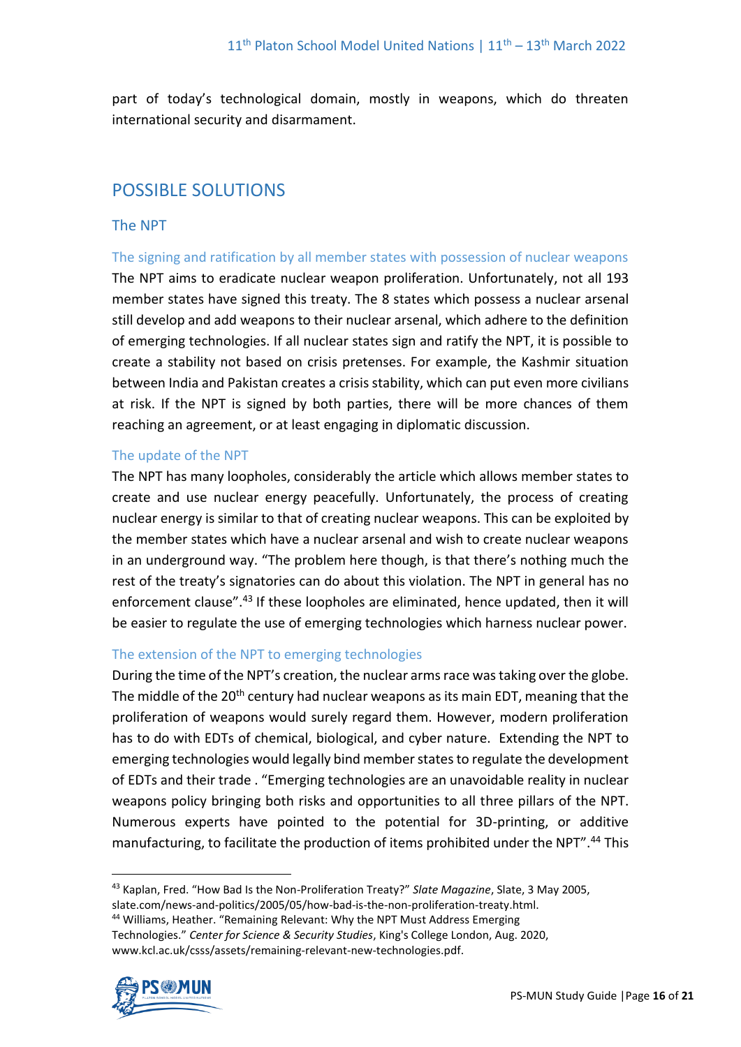part of today's technological domain, mostly in weapons, which do threaten international security and disarmament.

## POSSIBLE SOLUTIONS

### The NPT

#### The signing and ratification by all member states with possession of nuclear weapons

The NPT aims to eradicate nuclear weapon proliferation. Unfortunately, not all 193 member states have signed this treaty. The 8 states which possess a nuclear arsenal still develop and add weapons to their nuclear arsenal, which adhere to the definition of emerging technologies. If all nuclear states sign and ratify the NPT, it is possible to create a stability not based on crisis pretenses. For example, the Kashmir situation between India and Pakistan creates a crisis stability, which can put even more civilians at risk. If the NPT is signed by both parties, there will be more chances of them reaching an agreement, or at least engaging in diplomatic discussion.

#### The update of the NPT

The NPT has many loopholes, considerably the article which allows member states to create and use nuclear energy peacefully. Unfortunately, the process of creating nuclear energy is similar to that of creating nuclear weapons. This can be exploited by the member states which have a nuclear arsenal and wish to create nuclear weapons in an underground way. "The problem here though, is that there's nothing much the rest of the treaty's signatories can do about this violation. The NPT in general has no enforcement clause".[43] If these loopholes are eliminated, hence updated, then it will be easier to regulate the use of emerging technologies which harness nuclear power.

#### The extension of the NPT to emerging technologies

During the time of the NPT's creation, the nuclear arms race was taking over the globe. The middle of the 20th century had nuclear weapons as its main EDT, meaning that the proliferation of weapons would surely regard them. However, modern proliferation has to do with EDTs of chemical, biological, and cyber nature. Extending the NPT to emerging technologies would legally bind member states to regulate the development of EDTs and their trade . "Emerging technologies are an unavoidable reality in nuclear weapons policy bringing both risks and opportunities to all three pillars of the NPT. Numerous experts have pointed to the potential for 3D-printing, or additive manufacturing, to facilitate the production of items prohibited under the NPT".[44] This

---

[43] Kaplan, Fred. "How Bad Is the Non-Proliferation Treaty?" *Slate Magazine*, Slate, 3 May 2005, slate.com/news-and-politics/2005/05/how-bad-is-the-non-proliferation-treaty.html.

[44] Williams, Heather. "Remaining Relevant: Why the NPT Must Address Emerging Technologies." *Center for Science & Security Studies*, King's College London, Aug. 2020, www.kcl.ac.uk/csss/assets/remaining-relevant-new-technologies.pdf.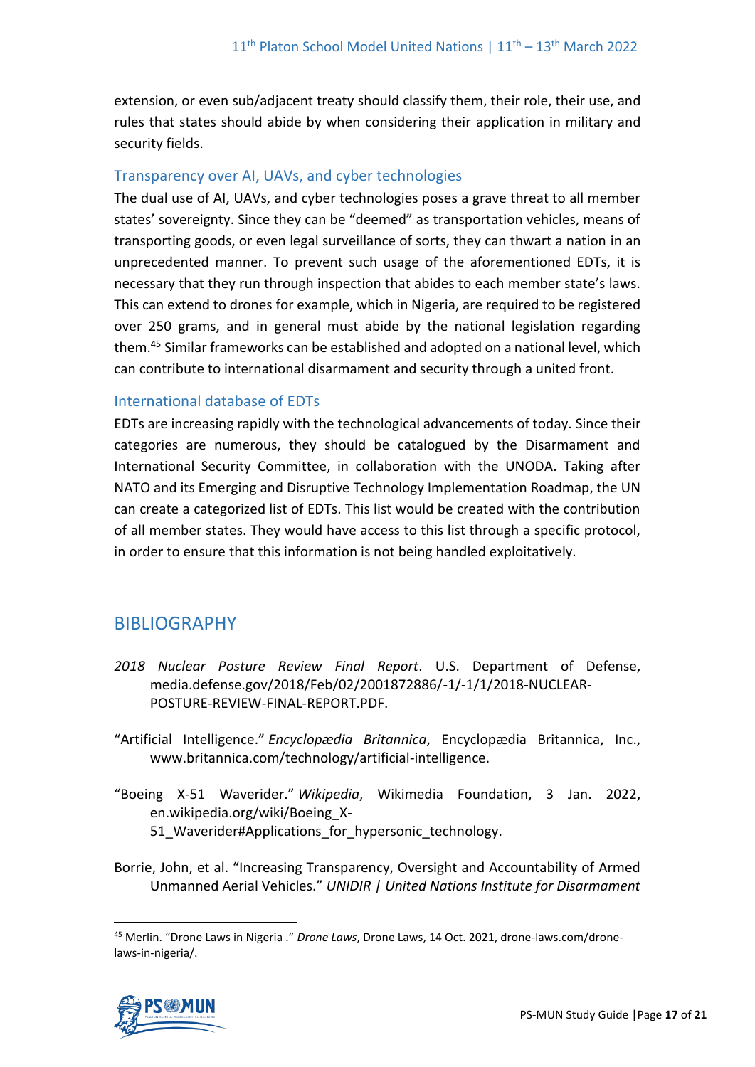extension, or even sub/adjacent treaty should classify them, their role, their use, and rules that states should abide by when considering their application in military and security fields.

### Transparency over AI, UAVs, and cyber technologies

The dual use of AI, UAVs, and cyber technologies poses a grave threat to all member states' sovereignty. Since they can be "deemed" as transportation vehicles, means of transporting goods, or even legal surveillance of sorts, they can thwart a nation in an unprecedented manner. To prevent such usage of the aforementioned EDTs, it is necessary that they run through inspection that abides to each member state's laws. This can extend to drones for example, which in Nigeria, are required to be registered over 250 grams, and in general must abide by the national legislation regarding them.[45] Similar frameworks can be established and adopted on a national level, which can contribute to international disarmament and security through a united front.

### International database of EDTs

EDTs are increasing rapidly with the technological advancements of today. Since their categories are numerous, they should be catalogued by the Disarmament and International Security Committee, in collaboration with the UNODA. Taking after NATO and its Emerging and Disruptive Technology Implementation Roadmap, the UN can create a categorized list of EDTs. This list would be created with the contribution of all member states. They would have access to this list through a specific protocol, in order to ensure that this information is not being handled exploitatively.

## BIBLIOGRAPHY

*2018 Nuclear Posture Review Final Report*. U.S. Department of Defense, media.defense.gov/2018/Feb/02/2001872886/-1/-1/1/2018-NUCLEAR-POSTURE-REVIEW-FINAL-REPORT.PDF.

"Artificial Intelligence." *Encyclopædia Britannica*, Encyclopædia Britannica, Inc., www.britannica.com/technology/artificial-intelligence.

"Boeing X-51 Waverider." *Wikipedia*, Wikimedia Foundation, 3 Jan. 2022, en.wikipedia.org/wiki/Boeing_X-51_Waverider#Applications_for_hypersonic_technology.

Borrie, John, et al. "Increasing Transparency, Oversight and Accountability of Armed Unmanned Aerial Vehicles." *UNIDIR | United Nations Institute for Disarmament*

---

[45] Merlin. "Drone Laws in Nigeria ." *Drone Laws*, Drone Laws, 14 Oct. 2021, drone-laws.com/drone-laws-in-nigeria/.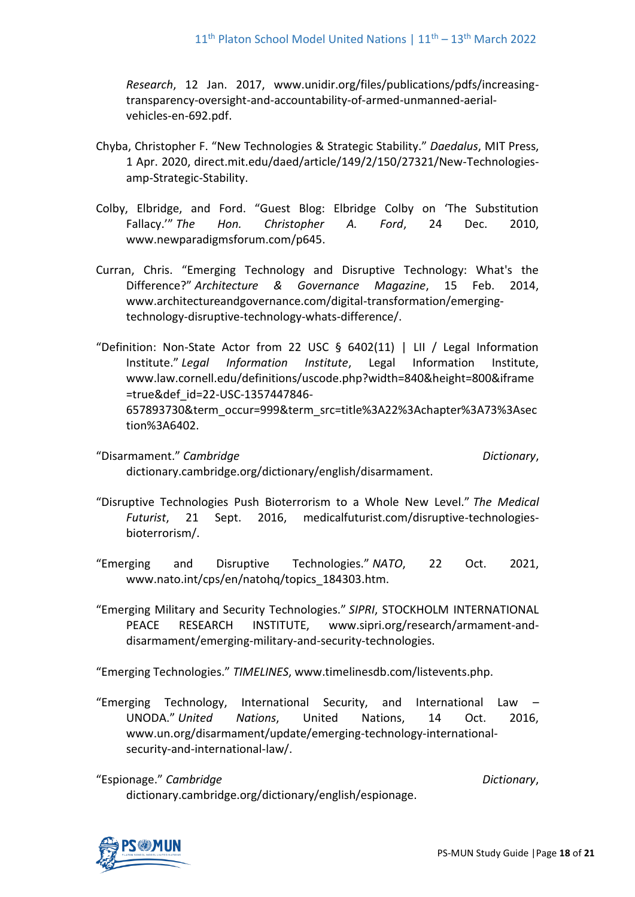*Research*, 12 Jan. 2017, www.unidir.org/files/publications/pdfs/increasing-transparency-oversight-and-accountability-of-armed-unmanned-aerial-vehicles-en-692.pdf.

Chyba, Christopher F. “New Technologies & Strategic Stability.” *Daedalus*, MIT Press, 1 Apr. 2020, direct.mit.edu/daed/article/149/2/150/27321/New-Technologies-amp-Strategic-Stability.

Colby, Elbridge, and Ford. “Guest Blog: Elbridge Colby on ‘The Substitution Fallacy.’” *The Hon. Christopher A. Ford*, 24 Dec. 2010, www.newparadigmsforum.com/p645.

Curran, Chris. “Emerging Technology and Disruptive Technology: What's the Difference?” *Architecture & Governance Magazine*, 15 Feb. 2014, www.architectureandgovernance.com/digital-transformation/emerging-technology-disruptive-technology-whats-difference/.

“Definition: Non-State Actor from 22 USC § 6402(11) | LII / Legal Information Institute.” *Legal Information Institute*, Legal Information Institute, www.law.cornell.edu/definitions/uscode.php?width=840&height=800&iframe=true&def_id=22-USC-1357447846-657893730&term_occur=999&term_src=title%3A22%3Achapter%3A73%3Asection%3A6402.

“Disarmament.” *Cambridge Dictionary*, dictionary.cambridge.org/dictionary/english/disarmament.

“Disruptive Technologies Push Bioterrorism to a Whole New Level.” *The Medical Futurist*, 21 Sept. 2016, medicalfuturist.com/disruptive-technologies-bioterrorism/.

“Emerging and Disruptive Technologies.” *NATO*, 22 Oct. 2021, www.nato.int/cps/en/natohq/topics_184303.htm.

“Emerging Military and Security Technologies.” *SIPRI*, STOCKHOLM INTERNATIONAL PEACE RESEARCH INSTITUTE, www.sipri.org/research/armament-and-disarmament/emerging-military-and-security-technologies.

“Emerging Technologies.” *TIMELINES*, www.timelinesdb.com/listevents.php.

“Emerging Technology, International Security, and International Law – UNODA.” *United Nations*, United Nations, 14 Oct. 2016, www.un.org/disarmament/update/emerging-technology-international-security-and-international-law/.

“Espionage.” *Cambridge Dictionary*, dictionary.cambridge.org/dictionary/english/espionage.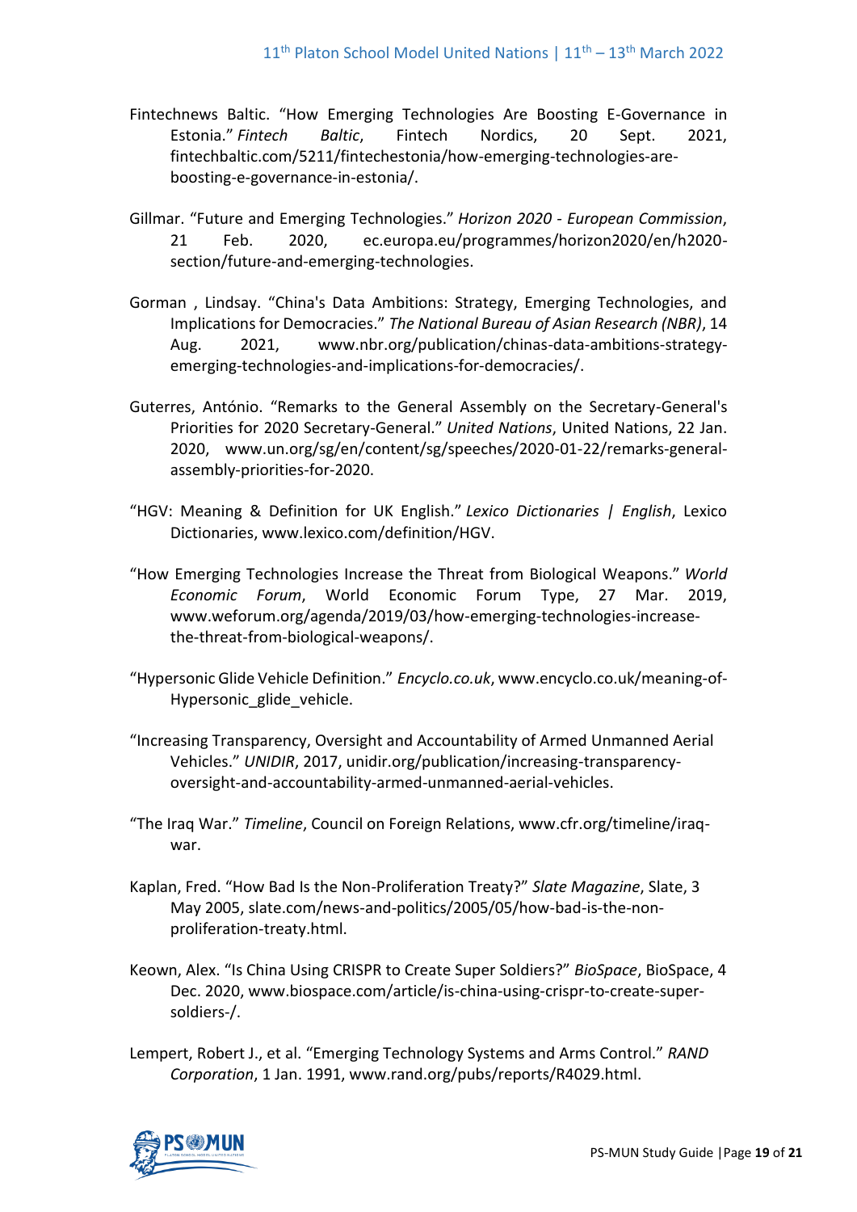Fintechnews Baltic. “How Emerging Technologies Are Boosting E-Governance in Estonia.” *Fintech Baltic*, Fintech Nordics, 20 Sept. 2021, fintechbaltic.com/5211/fintechestonia/how-emerging-technologies-are-boosting-e-governance-in-estonia/.

Gillmar. “Future and Emerging Technologies.” *Horizon 2020 - European Commission*, 21 Feb. 2020, ec.europa.eu/programmes/horizon2020/en/h2020-section/future-and-emerging-technologies.

Gorman , Lindsay. “China's Data Ambitions: Strategy, Emerging Technologies, and Implications for Democracies.” *The National Bureau of Asian Research (NBR)*, 14 Aug. 2021, www.nbr.org/publication/chinas-data-ambitions-strategy-emerging-technologies-and-implications-for-democracies/.

Guterres, António. “Remarks to the General Assembly on the Secretary-General's Priorities for 2020 Secretary-General.” *United Nations*, United Nations, 22 Jan. 2020, www.un.org/sg/en/content/sg/speeches/2020-01-22/remarks-general-assembly-priorities-for-2020.

“HGV: Meaning & Definition for UK English.” *Lexico Dictionaries | English*, Lexico Dictionaries, www.lexico.com/definition/HGV.

“How Emerging Technologies Increase the Threat from Biological Weapons.” *World Economic Forum*, World Economic Forum Type, 27 Mar. 2019, www.weforum.org/agenda/2019/03/how-emerging-technologies-increase-the-threat-from-biological-weapons/.

“Hypersonic Glide Vehicle Definition.” *Encyclo.co.uk*, www.encyclo.co.uk/meaning-of-Hypersonic_glide_vehicle.

“Increasing Transparency, Oversight and Accountability of Armed Unmanned Aerial Vehicles.” *UNIDIR*, 2017, unidir.org/publication/increasing-transparency-oversight-and-accountability-armed-unmanned-aerial-vehicles.

“The Iraq War.” *Timeline*, Council on Foreign Relations, www.cfr.org/timeline/iraq-war.

Kaplan, Fred. “How Bad Is the Non-Proliferation Treaty?” *Slate Magazine*, Slate, 3 May 2005, slate.com/news-and-politics/2005/05/how-bad-is-the-non-proliferation-treaty.html.

Keown, Alex. “Is China Using CRISPR to Create Super Soldiers?” *BioSpace*, BioSpace, 4 Dec. 2020, www.biospace.com/article/is-china-using-crispr-to-create-super-soldiers-/.

Lempert, Robert J., et al. “Emerging Technology Systems and Arms Control.” *RAND Corporation*, 1 Jan. 1991, www.rand.org/pubs/reports/R4029.html.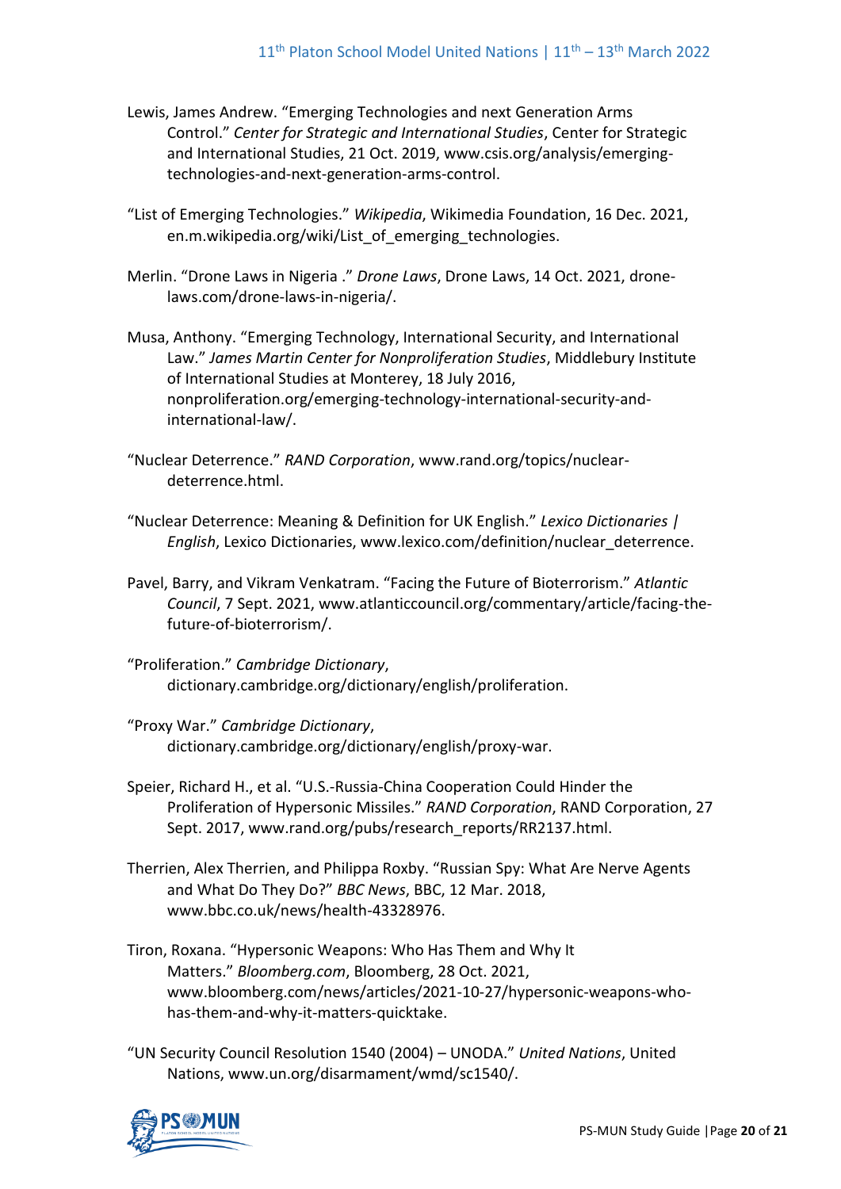Lewis, James Andrew. "Emerging Technologies and next Generation Arms Control." *Center for Strategic and International Studies*, Center for Strategic and International Studies, 21 Oct. 2019, www.csis.org/analysis/emerging-technologies-and-next-generation-arms-control.

"List of Emerging Technologies." *Wikipedia*, Wikimedia Foundation, 16 Dec. 2021, en.m.wikipedia.org/wiki/List_of_emerging_technologies.

Merlin. "Drone Laws in Nigeria ." *Drone Laws*, Drone Laws, 14 Oct. 2021, drone-laws.com/drone-laws-in-nigeria/.

Musa, Anthony. "Emerging Technology, International Security, and International Law." *James Martin Center for Nonproliferation Studies*, Middlebury Institute of International Studies at Monterey, 18 July 2016, nonproliferation.org/emerging-technology-international-security-and-international-law/.

"Nuclear Deterrence." *RAND Corporation*, www.rand.org/topics/nuclear-deterrence.html.

"Nuclear Deterrence: Meaning & Definition for UK English." *Lexico Dictionaries | English*, Lexico Dictionaries, www.lexico.com/definition/nuclear_deterrence.

Pavel, Barry, and Vikram Venkatram. "Facing the Future of Bioterrorism." *Atlantic Council*, 7 Sept. 2021, www.atlanticcouncil.org/commentary/article/facing-the-future-of-bioterrorism/.

"Proliferation." *Cambridge Dictionary*, dictionary.cambridge.org/dictionary/english/proliferation.

"Proxy War." *Cambridge Dictionary*, dictionary.cambridge.org/dictionary/english/proxy-war.

Speier, Richard H., et al. "U.S.-Russia-China Cooperation Could Hinder the Proliferation of Hypersonic Missiles." *RAND Corporation*, RAND Corporation, 27 Sept. 2017, www.rand.org/pubs/research_reports/RR2137.html.

Therrien, Alex Therrien, and Philippa Roxby. "Russian Spy: What Are Nerve Agents and What Do They Do?" *BBC News*, BBC, 12 Mar. 2018, www.bbc.co.uk/news/health-43328976.

Tiron, Roxana. "Hypersonic Weapons: Who Has Them and Why It Matters." *Bloomberg.com*, Bloomberg, 28 Oct. 2021, www.bloomberg.com/news/articles/2021-10-27/hypersonic-weapons-who-has-them-and-why-it-matters-quicktake.

"UN Security Council Resolution 1540 (2004) – UNODA." *United Nations*, United Nations, www.un.org/disarmament/wmd/sc1540/.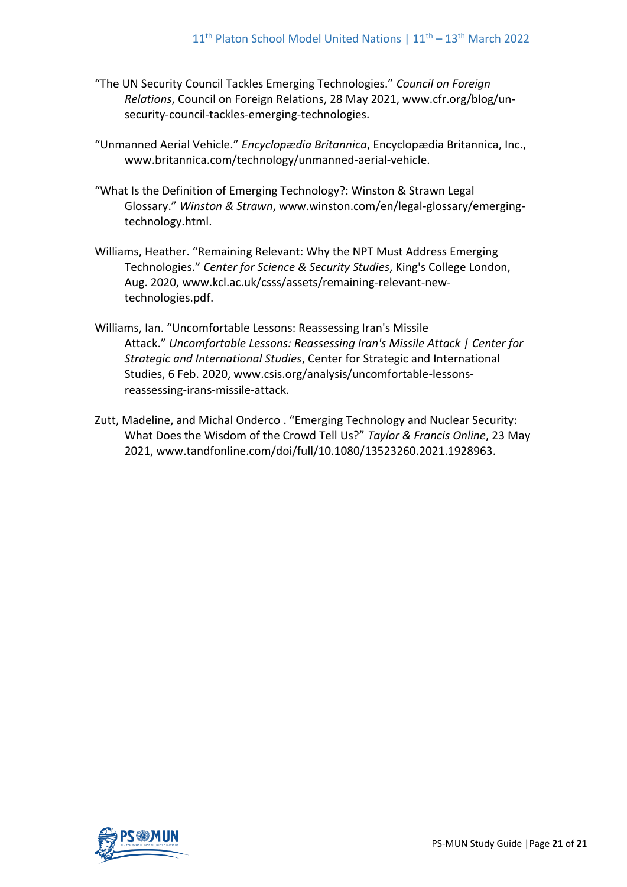"The UN Security Council Tackles Emerging Technologies." *Council on Foreign Relations*, Council on Foreign Relations, 28 May 2021, www.cfr.org/blog/un-security-council-tackles-emerging-technologies.

"Unmanned Aerial Vehicle." *Encyclopædia Britannica*, Encyclopædia Britannica, Inc., www.britannica.com/technology/unmanned-aerial-vehicle.

"What Is the Definition of Emerging Technology?: Winston & Strawn Legal Glossary." *Winston & Strawn*, www.winston.com/en/legal-glossary/emerging-technology.html.

Williams, Heather. "Remaining Relevant: Why the NPT Must Address Emerging Technologies." *Center for Science & Security Studies*, King's College London, Aug. 2020, www.kcl.ac.uk/csss/assets/remaining-relevant-new-technologies.pdf.

Williams, Ian. "Uncomfortable Lessons: Reassessing Iran's Missile Attack." *Uncomfortable Lessons: Reassessing Iran's Missile Attack | Center for Strategic and International Studies*, Center for Strategic and International Studies, 6 Feb. 2020, www.csis.org/analysis/uncomfortable-lessons-reassessing-irans-missile-attack.

Zutt, Madeline, and Michal Onderco . "Emerging Technology and Nuclear Security: What Does the Wisdom of the Crowd Tell Us?" *Taylor & Francis Online*, 23 May 2021, www.tandfonline.com/doi/full/10.1080/13523260.2021.1928963.